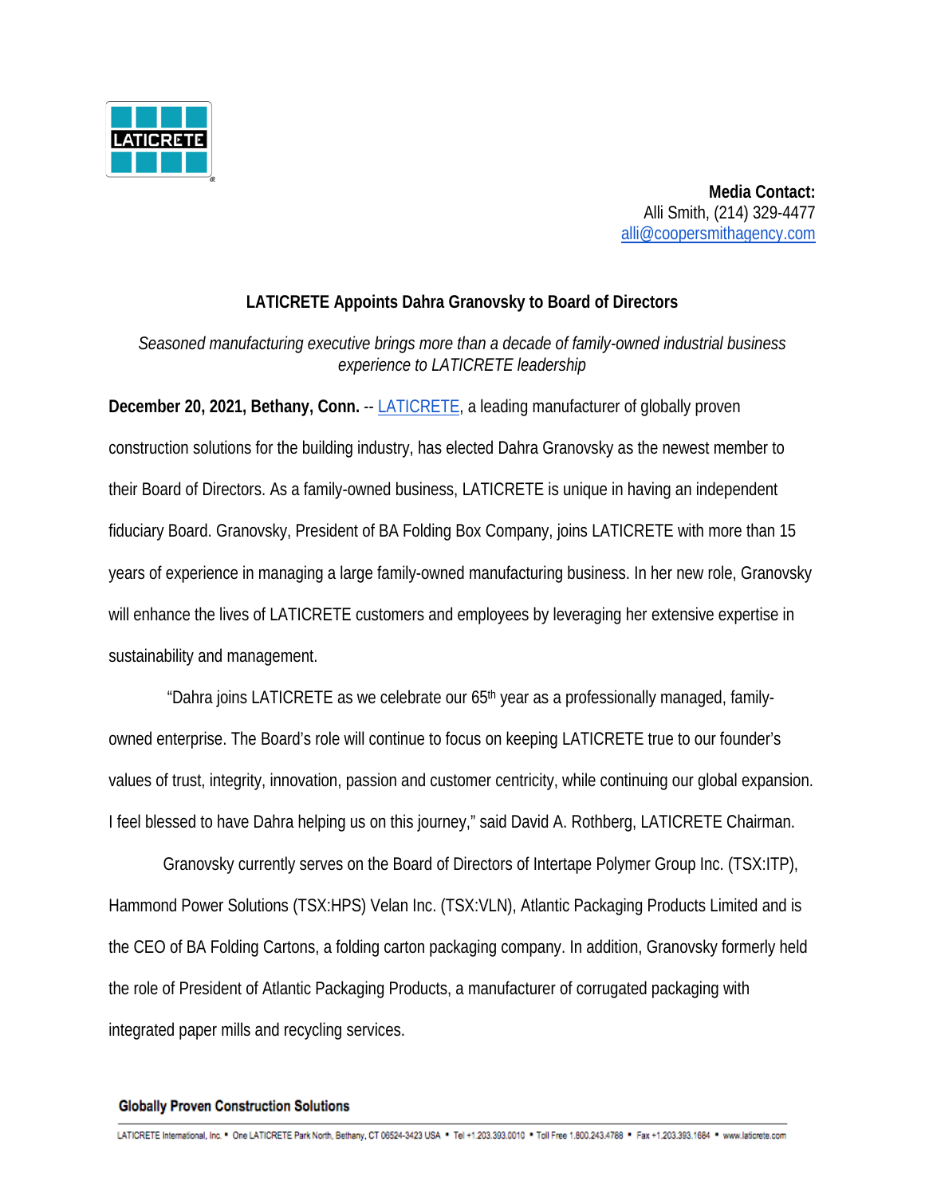**Media Contact:**
Alli Smith, (214) 329-4477
alli@coopersmithagency.com

# LATICRETE Appoints Dahra Granovsky to Board of Directors

*Seasoned manufacturing executive brings more than a decade of family-owned industrial business experience to LATICRETE leadership*

**December 20, 2021, Bethany, Conn.** -- LATICRETE, a leading manufacturer of globally proven construction solutions for the building industry, has elected Dahra Granovsky as the newest member to their Board of Directors. As a family-owned business, LATICRETE is unique in having an independent fiduciary Board. Granovsky, President of BA Folding Box Company, joins LATICRETE with more than 15 years of experience in managing a large family-owned manufacturing business. In her new role, Granovsky will enhance the lives of LATICRETE customers and employees by leveraging her extensive expertise in sustainability and management.

"Dahra joins LATICRETE as we celebrate our 65th year as a professionally managed, family-owned enterprise. The Board's role will continue to focus on keeping LATICRETE true to our founder's values of trust, integrity, innovation, passion and customer centricity, while continuing our global expansion. I feel blessed to have Dahra helping us on this journey," said David A. Rothberg, LATICRETE Chairman.

Granovsky currently serves on the Board of Directors of Intertape Polymer Group Inc. (TSX:ITP), Hammond Power Solutions (TSX:HPS) Velan Inc. (TSX:VLN), Atlantic Packaging Products Limited and is the CEO of BA Folding Cartons, a folding carton packaging company. In addition, Granovsky formerly held the role of President of Atlantic Packaging Products, a manufacturer of corrugated packaging with integrated paper mills and recycling services.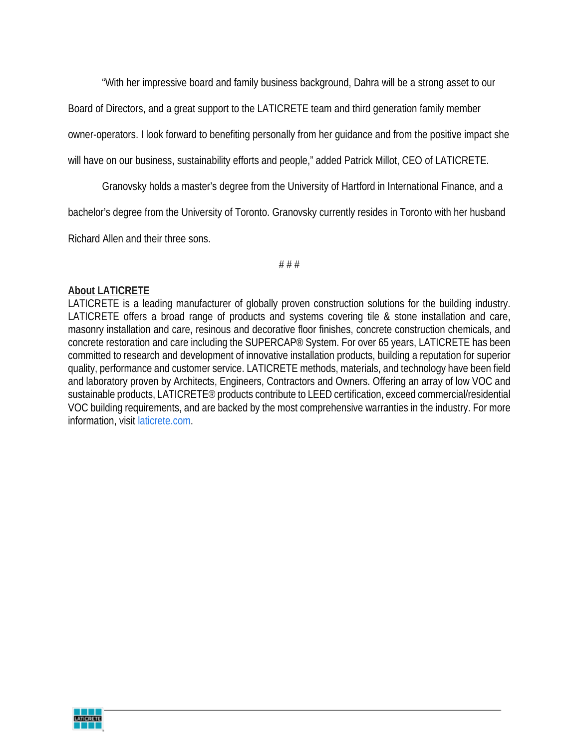"With her impressive board and family business background, Dahra will be a strong asset to our Board of Directors, and a great support to the LATICRETE team and third generation family member owner-operators. I look forward to benefiting personally from her guidance and from the positive impact she will have on our business, sustainability efforts and people," added Patrick Millot, CEO of LATICRETE.

Granovsky holds a master's degree from the University of Hartford in International Finance, and a bachelor's degree from the University of Toronto. Granovsky currently resides in Toronto with her husband Richard Allen and their three sons.

# # #

**About LATICRETE**

LATICRETE is a leading manufacturer of globally proven construction solutions for the building industry. LATICRETE offers a broad range of products and systems covering tile & stone installation and care, masonry installation and care, resinous and decorative floor finishes, concrete construction chemicals, and concrete restoration and care including the SUPERCAP® System. For over 65 years, LATICRETE has been committed to research and development of innovative installation products, building a reputation for superior quality, performance and customer service. LATICRETE methods, materials, and technology have been field and laboratory proven by Architects, Engineers, Contractors and Owners. Offering an array of low VOC and sustainable products, LATICRETE® products contribute to LEED certification, exceed commercial/residential VOC building requirements, and are backed by the most comprehensive warranties in the industry. For more information, visit laticrete.com.